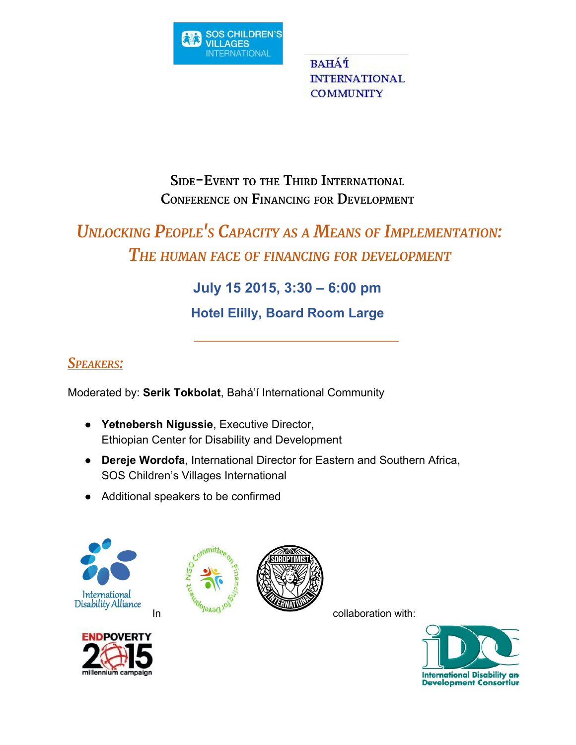SOS CHILDREN'S VILLAGES INTERNATIONAL

BAHÁ'Í INTERNATIONAL COMMUNITY

## Side-Event to the Third International Conference on Financing for Development

# *Unlocking People's Capacity as a Means of Implementation: The human face of financing for development*

**July 15 2015, 3:30 – 6:00 pm**

**Hotel Elilly, Board Room Large**

---

## *Speakers:*

Moderated by: **Serik Tokbolat**, Bahá'í International Community

- **Yetnebersh Nigussie**, Executive Director, Ethiopian Center for Disability and Development
- **Dereje Wordofa**, International Director for Eastern and Southern Africa, SOS Children's Villages International
- Additional speakers to be confirmed

In collaboration with:

International Disability Alliance

NGO Committee on Financing for Development

Soroptimist International

End Poverty 2015 millennium campaign

International Disability and Development Consortium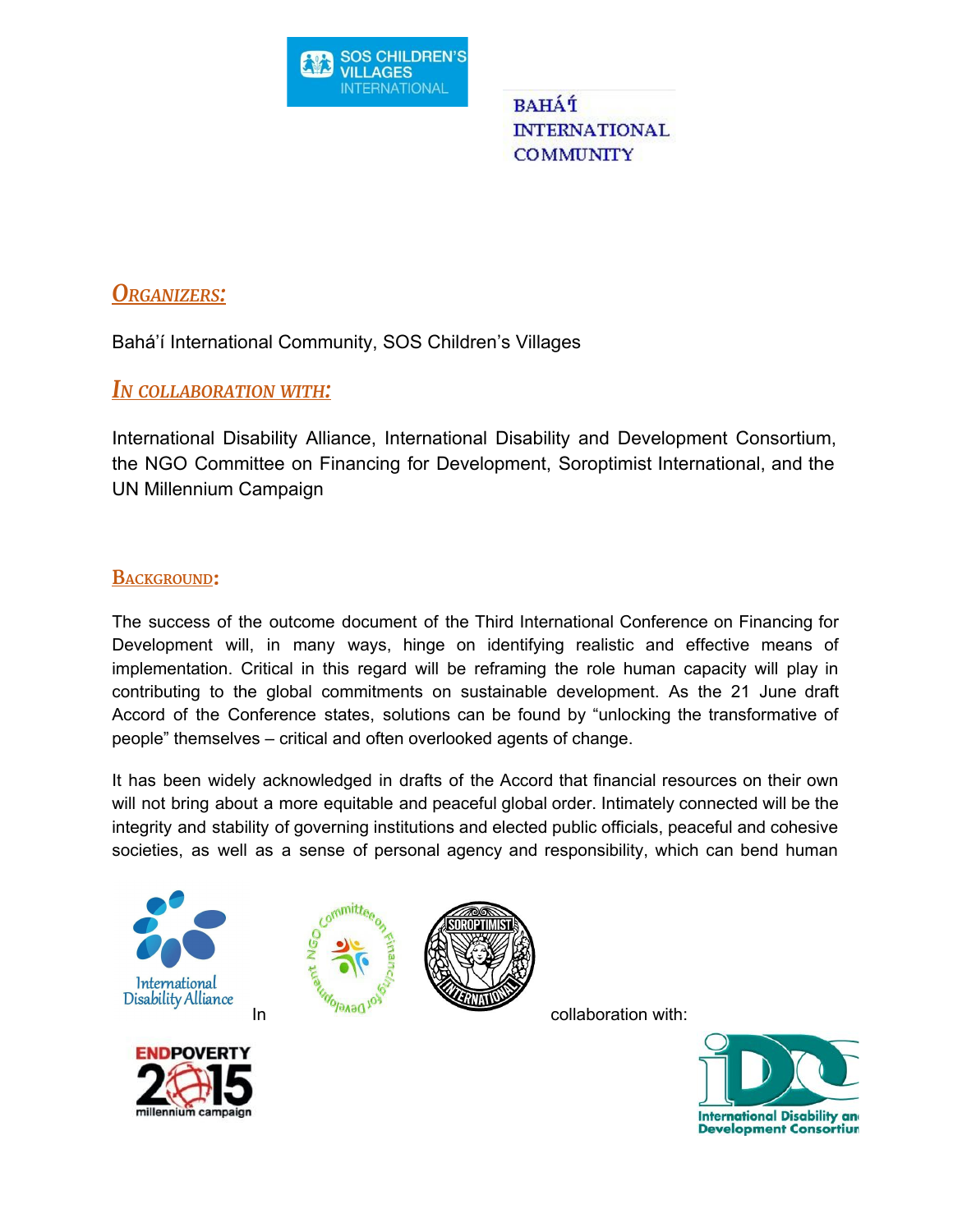## *ORGANIZERS:*

Bahá'í International Community, SOS Children's Villages

## *IN COLLABORATION WITH:*

International Disability Alliance, International Disability and Development Consortium, the NGO Committee on Financing for Development, Soroptimist International, and the UN Millennium Campaign

## BACKGROUND:

The success of the outcome document of the Third International Conference on Financing for Development will, in many ways, hinge on identifying realistic and effective means of implementation. Critical in this regard will be reframing the role human capacity will play in contributing to the global commitments on sustainable development. As the 21 June draft Accord of the Conference states, solutions can be found by "unlocking the transformative of people" themselves – critical and often overlooked agents of change.

It has been widely acknowledged in drafts of the Accord that financial resources on their own will not bring about a more equitable and peaceful global order. Intimately connected will be the integrity and stability of governing institutions and elected public officials, peaceful and cohesive societies, as well as a sense of personal agency and responsibility, which can bend human

In collaboration with: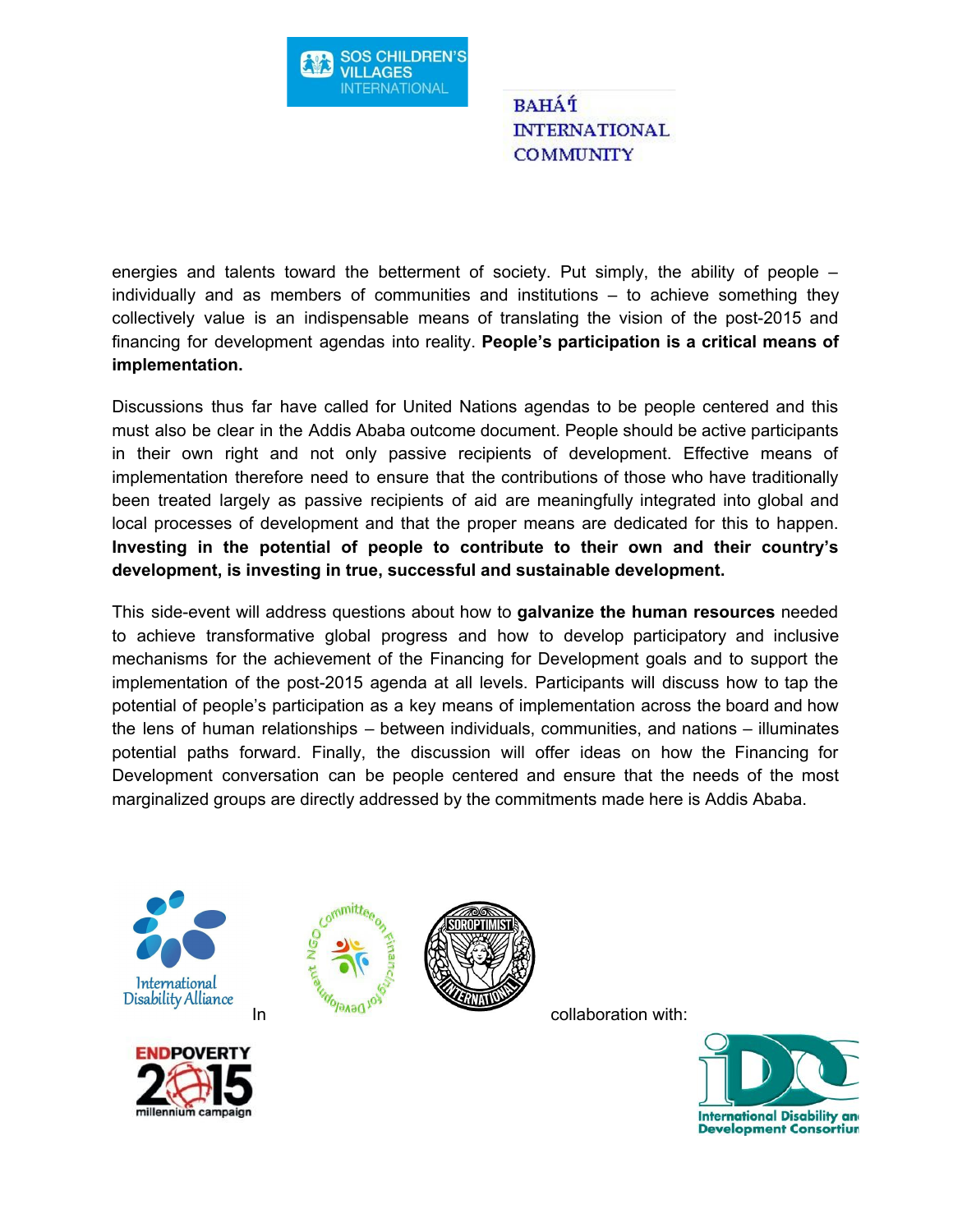energies and talents toward the betterment of society. Put simply, the ability of people – individually and as members of communities and institutions – to achieve something they collectively value is an indispensable means of translating the vision of the post-2015 and financing for development agendas into reality. **People's participation is a critical means of implementation.**

Discussions thus far have called for United Nations agendas to be people centered and this must also be clear in the Addis Ababa outcome document. People should be active participants in their own right and not only passive recipients of development. Effective means of implementation therefore need to ensure that the contributions of those who have traditionally been treated largely as passive recipients of aid are meaningfully integrated into global and local processes of development and that the proper means are dedicated for this to happen. **Investing in the potential of people to contribute to their own and their country's development, is investing in true, successful and sustainable development.**

This side-event will address questions about how to **galvanize the human resources** needed to achieve transformative global progress and how to develop participatory and inclusive mechanisms for the achievement of the Financing for Development goals and to support the implementation of the post-2015 agenda at all levels. Participants will discuss how to tap the potential of people's participation as a key means of implementation across the board and how the lens of human relationships – between individuals, communities, and nations – illuminates potential paths forward. Finally, the discussion will offer ideas on how the Financing for Development conversation can be people centered and ensure that the needs of the most marginalized groups are directly addressed by the commitments made here is Addis Ababa.

In collaboration with: